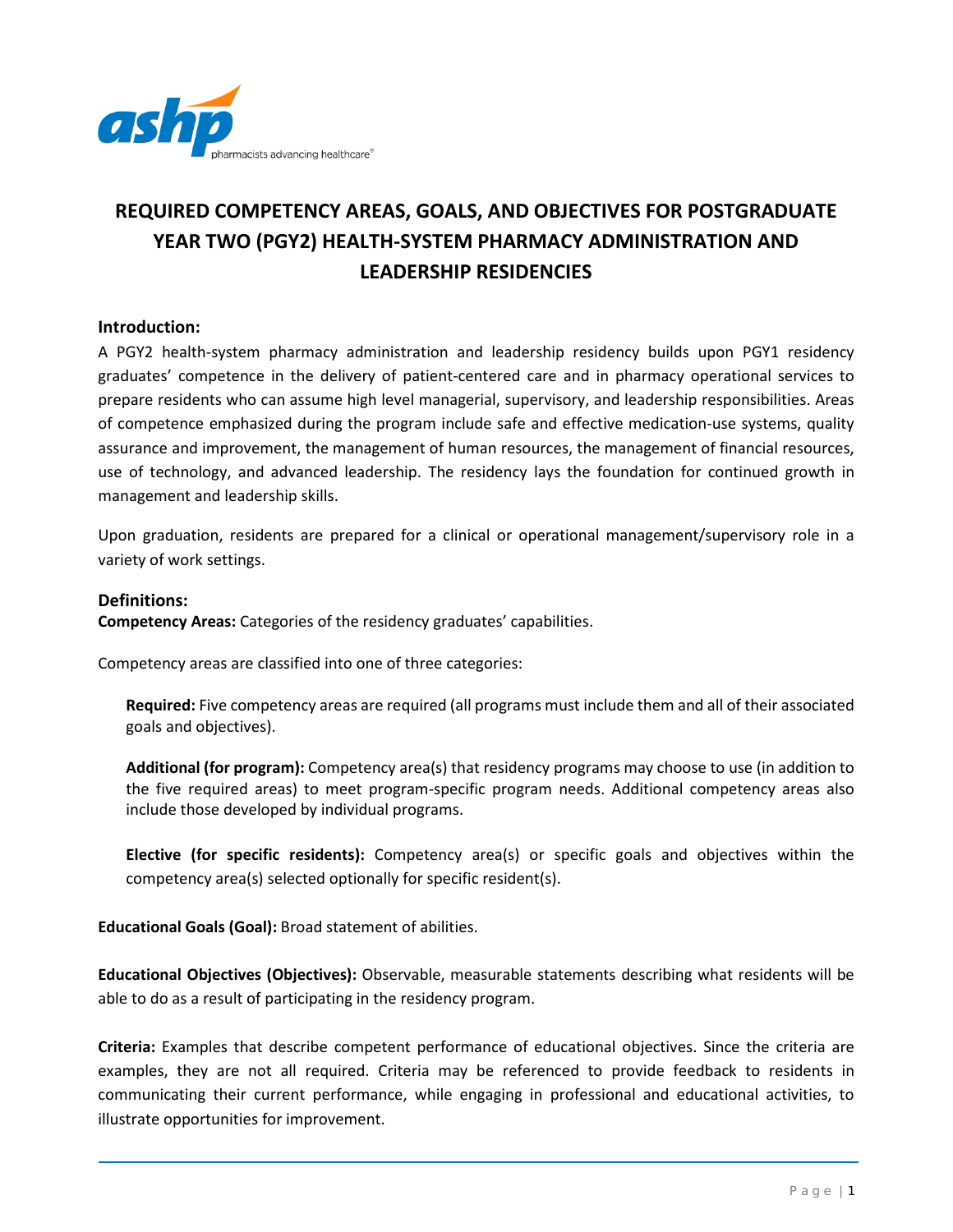# REQUIRED COMPETENCY AREAS, GOALS, AND OBJECTIVES FOR POSTGRADUATE YEAR TWO (PGY2) HEALTH-SYSTEM PHARMACY ADMINISTRATION AND LEADERSHIP RESIDENCIES

## Introduction:

A PGY2 health-system pharmacy administration and leadership residency builds upon PGY1 residency graduates' competence in the delivery of patient-centered care and in pharmacy operational services to prepare residents who can assume high level managerial, supervisory, and leadership responsibilities. Areas of competence emphasized during the program include safe and effective medication-use systems, quality assurance and improvement, the management of human resources, the management of financial resources, use of technology, and advanced leadership. The residency lays the foundation for continued growth in management and leadership skills.

Upon graduation, residents are prepared for a clinical or operational management/supervisory role in a variety of work settings.

## Definitions:

**Competency Areas:** Categories of the residency graduates' capabilities.

Competency areas are classified into one of three categories:

**Required:** Five competency areas are required (all programs must include them and all of their associated goals and objectives).

**Additional (for program):** Competency area(s) that residency programs may choose to use (in addition to the five required areas) to meet program-specific program needs. Additional competency areas also include those developed by individual programs.

**Elective (for specific residents):** Competency area(s) or specific goals and objectives within the competency area(s) selected optionally for specific resident(s).

**Educational Goals (Goal):** Broad statement of abilities.

**Educational Objectives (Objectives):** Observable, measurable statements describing what residents will be able to do as a result of participating in the residency program.

**Criteria:** Examples that describe competent performance of educational objectives. Since the criteria are examples, they are not all required. Criteria may be referenced to provide feedback to residents in communicating their current performance, while engaging in professional and educational activities, to illustrate opportunities for improvement.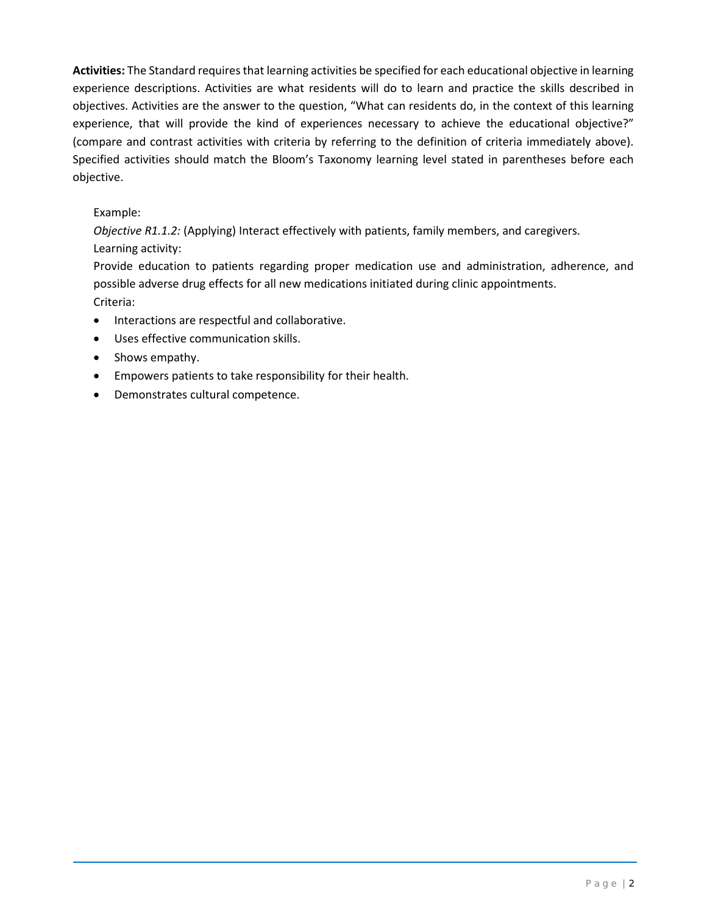**Activities:** The Standard requires that learning activities be specified for each educational objective in learning experience descriptions. Activities are what residents will do to learn and practice the skills described in objectives. Activities are the answer to the question, "What can residents do, in the context of this learning experience, that will provide the kind of experiences necessary to achieve the educational objective?" (compare and contrast activities with criteria by referring to the definition of criteria immediately above). Specified activities should match the Bloom's Taxonomy learning level stated in parentheses before each objective.

Example:

*Objective R1.1.2:* (Applying) Interact effectively with patients, family members, and caregivers.

Learning activity:

Provide education to patients regarding proper medication use and administration, adherence, and possible adverse drug effects for all new medications initiated during clinic appointments.

Criteria:

- Interactions are respectful and collaborative.
- Uses effective communication skills.
- Shows empathy.
- Empowers patients to take responsibility for their health.
- Demonstrates cultural competence.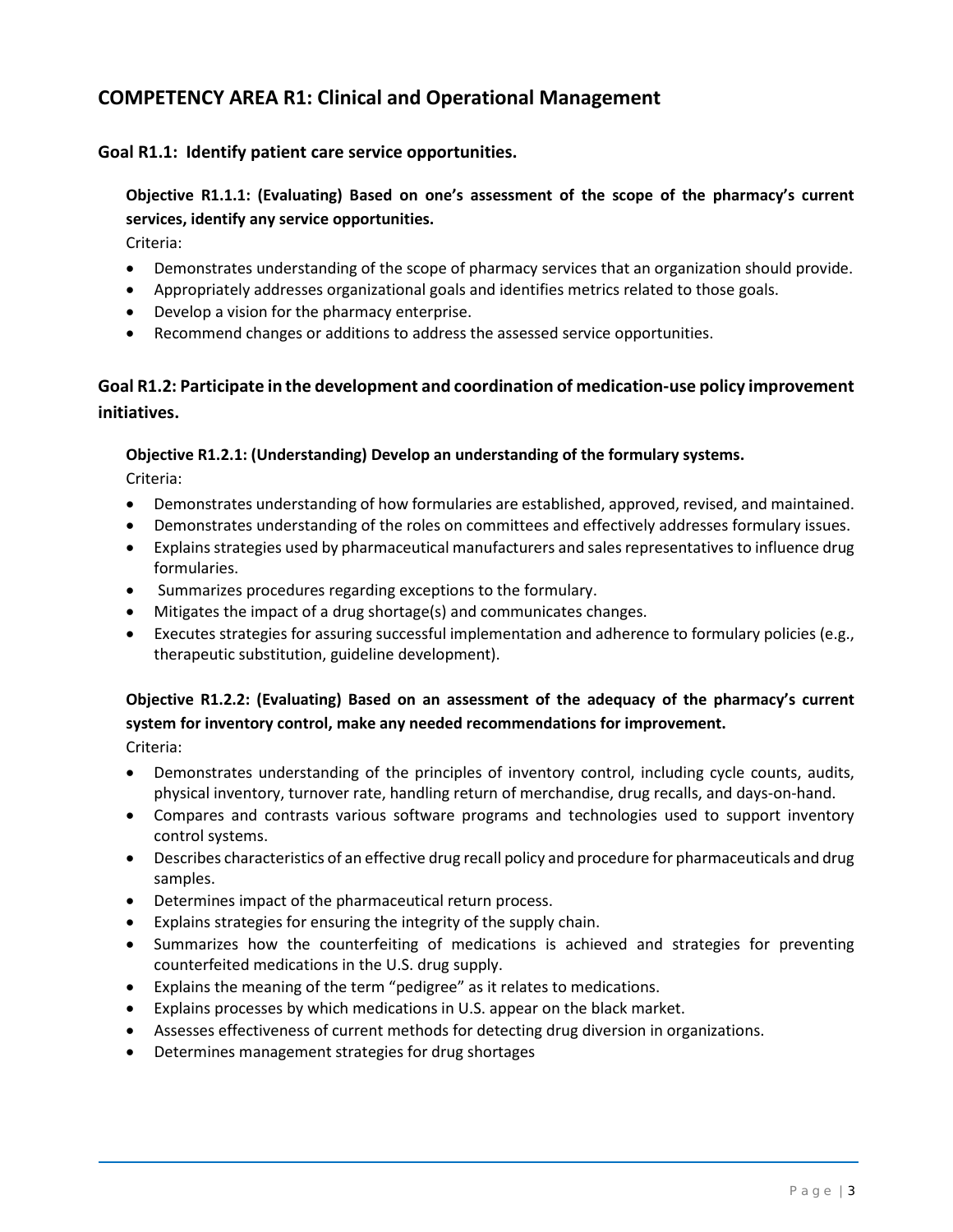## COMPETENCY AREA R1: Clinical and Operational Management

### Goal R1.1: Identify patient care service opportunities.

**Objective R1.1.1: (Evaluating) Based on one's assessment of the scope of the pharmacy's current services, identify any service opportunities.**

Criteria:

- Demonstrates understanding of the scope of pharmacy services that an organization should provide.
- Appropriately addresses organizational goals and identifies metrics related to those goals.
- Develop a vision for the pharmacy enterprise.
- Recommend changes or additions to address the assessed service opportunities.

### Goal R1.2: Participate in the development and coordination of medication-use policy improvement initiatives.

**Objective R1.2.1: (Understanding) Develop an understanding of the formulary systems.**

Criteria:

- Demonstrates understanding of how formularies are established, approved, revised, and maintained.
- Demonstrates understanding of the roles on committees and effectively addresses formulary issues.
- Explains strategies used by pharmaceutical manufacturers and sales representatives to influence drug formularies.
- Summarizes procedures regarding exceptions to the formulary.
- Mitigates the impact of a drug shortage(s) and communicates changes.
- Executes strategies for assuring successful implementation and adherence to formulary policies (e.g., therapeutic substitution, guideline development).

**Objective R1.2.2: (Evaluating) Based on an assessment of the adequacy of the pharmacy's current system for inventory control, make any needed recommendations for improvement.**

Criteria:

- Demonstrates understanding of the principles of inventory control, including cycle counts, audits, physical inventory, turnover rate, handling return of merchandise, drug recalls, and days-on-hand.
- Compares and contrasts various software programs and technologies used to support inventory control systems.
- Describes characteristics of an effective drug recall policy and procedure for pharmaceuticals and drug samples.
- Determines impact of the pharmaceutical return process.
- Explains strategies for ensuring the integrity of the supply chain.
- Summarizes how the counterfeiting of medications is achieved and strategies for preventing counterfeited medications in the U.S. drug supply.
- Explains the meaning of the term "pedigree" as it relates to medications.
- Explains processes by which medications in U.S. appear on the black market.
- Assesses effectiveness of current methods for detecting drug diversion in organizations.
- Determines management strategies for drug shortages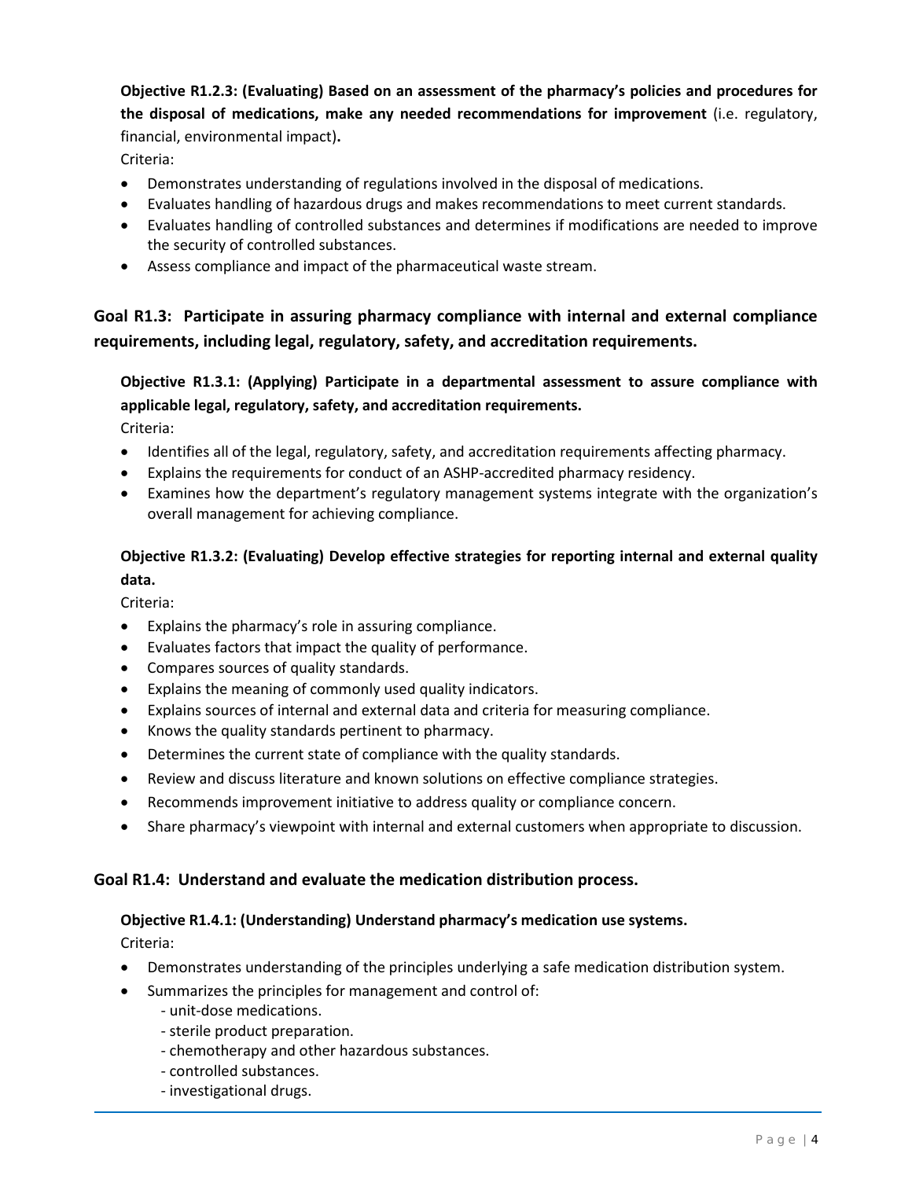**Objective R1.2.3: (Evaluating) Based on an assessment of the pharmacy's policies and procedures for the disposal of medications, make any needed recommendations for improvement** (i.e. regulatory, financial, environmental impact)**.**

Criteria:

- Demonstrates understanding of regulations involved in the disposal of medications.
- Evaluates handling of hazardous drugs and makes recommendations to meet current standards.
- Evaluates handling of controlled substances and determines if modifications are needed to improve the security of controlled substances.
- Assess compliance and impact of the pharmaceutical waste stream.

## Goal R1.3: Participate in assuring pharmacy compliance with internal and external compliance requirements, including legal, regulatory, safety, and accreditation requirements.

**Objective R1.3.1: (Applying) Participate in a departmental assessment to assure compliance with applicable legal, regulatory, safety, and accreditation requirements.**

Criteria:

- Identifies all of the legal, regulatory, safety, and accreditation requirements affecting pharmacy.
- Explains the requirements for conduct of an ASHP-accredited pharmacy residency.
- Examines how the department's regulatory management systems integrate with the organization's overall management for achieving compliance.

**Objective R1.3.2: (Evaluating) Develop effective strategies for reporting internal and external quality data.**

Criteria:

- Explains the pharmacy's role in assuring compliance.
- Evaluates factors that impact the quality of performance.
- Compares sources of quality standards.
- Explains the meaning of commonly used quality indicators.
- Explains sources of internal and external data and criteria for measuring compliance.
- Knows the quality standards pertinent to pharmacy.
- Determines the current state of compliance with the quality standards.
- Review and discuss literature and known solutions on effective compliance strategies.
- Recommends improvement initiative to address quality or compliance concern.
- Share pharmacy's viewpoint with internal and external customers when appropriate to discussion.

## Goal R1.4: Understand and evaluate the medication distribution process.

**Objective R1.4.1: (Understanding) Understand pharmacy's medication use systems.**

Criteria:

- Demonstrates understanding of the principles underlying a safe medication distribution system.
- Summarizes the principles for management and control of:
  - unit-dose medications.
  - sterile product preparation.
  - chemotherapy and other hazardous substances.
  - controlled substances.
  - investigational drugs.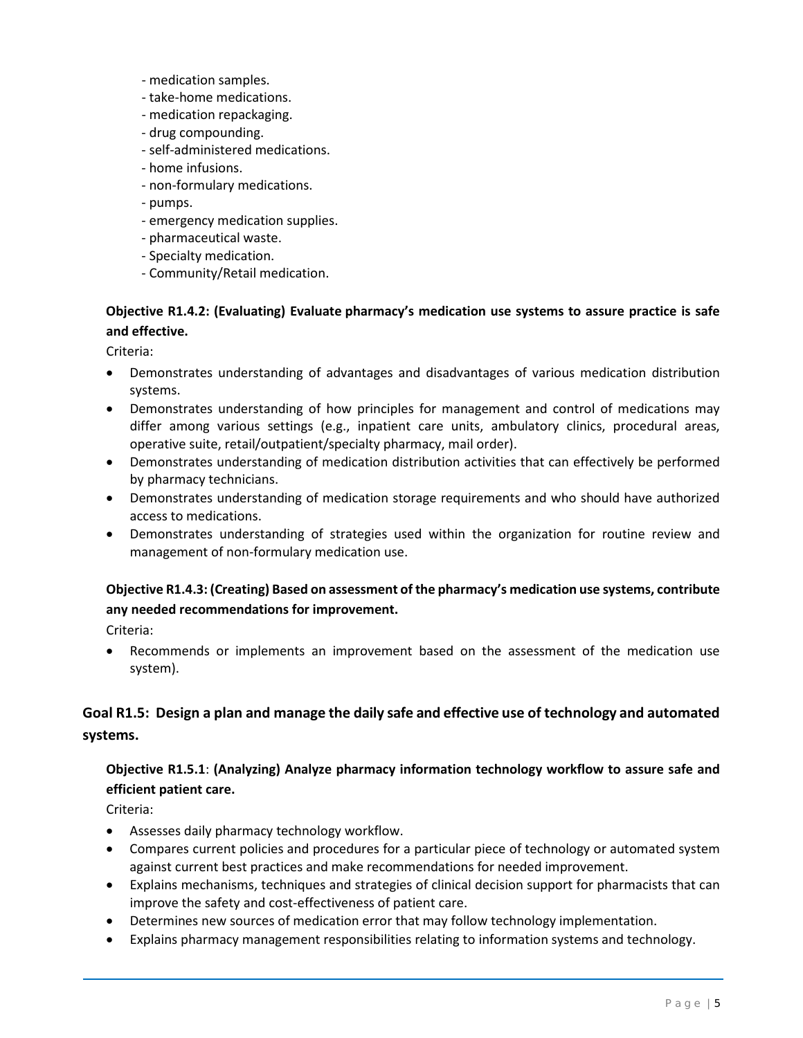- medication samples.
- take-home medications.
- medication repackaging.
- drug compounding.
- self-administered medications.
- home infusions.
- non-formulary medications.
- pumps.
- emergency medication supplies.
- pharmaceutical waste.
- Specialty medication.
- Community/Retail medication.

**Objective R1.4.2: (Evaluating) Evaluate pharmacy's medication use systems to assure practice is safe and effective.**

Criteria:

- Demonstrates understanding of advantages and disadvantages of various medication distribution systems.
- Demonstrates understanding of how principles for management and control of medications may differ among various settings (e.g., inpatient care units, ambulatory clinics, procedural areas, operative suite, retail/outpatient/specialty pharmacy, mail order).
- Demonstrates understanding of medication distribution activities that can effectively be performed by pharmacy technicians.
- Demonstrates understanding of medication storage requirements and who should have authorized access to medications.
- Demonstrates understanding of strategies used within the organization for routine review and management of non-formulary medication use.

**Objective R1.4.3: (Creating) Based on assessment of the pharmacy's medication use systems, contribute any needed recommendations for improvement.**

Criteria:

- Recommends or implements an improvement based on the assessment of the medication use system).

## Goal R1.5: Design a plan and manage the daily safe and effective use of technology and automated systems.

**Objective R1.5.1**: **(Analyzing) Analyze pharmacy information technology workflow to assure safe and efficient patient care.**

Criteria:

- Assesses daily pharmacy technology workflow.
- Compares current policies and procedures for a particular piece of technology or automated system against current best practices and make recommendations for needed improvement.
- Explains mechanisms, techniques and strategies of clinical decision support for pharmacists that can improve the safety and cost-effectiveness of patient care.
- Determines new sources of medication error that may follow technology implementation.
- Explains pharmacy management responsibilities relating to information systems and technology.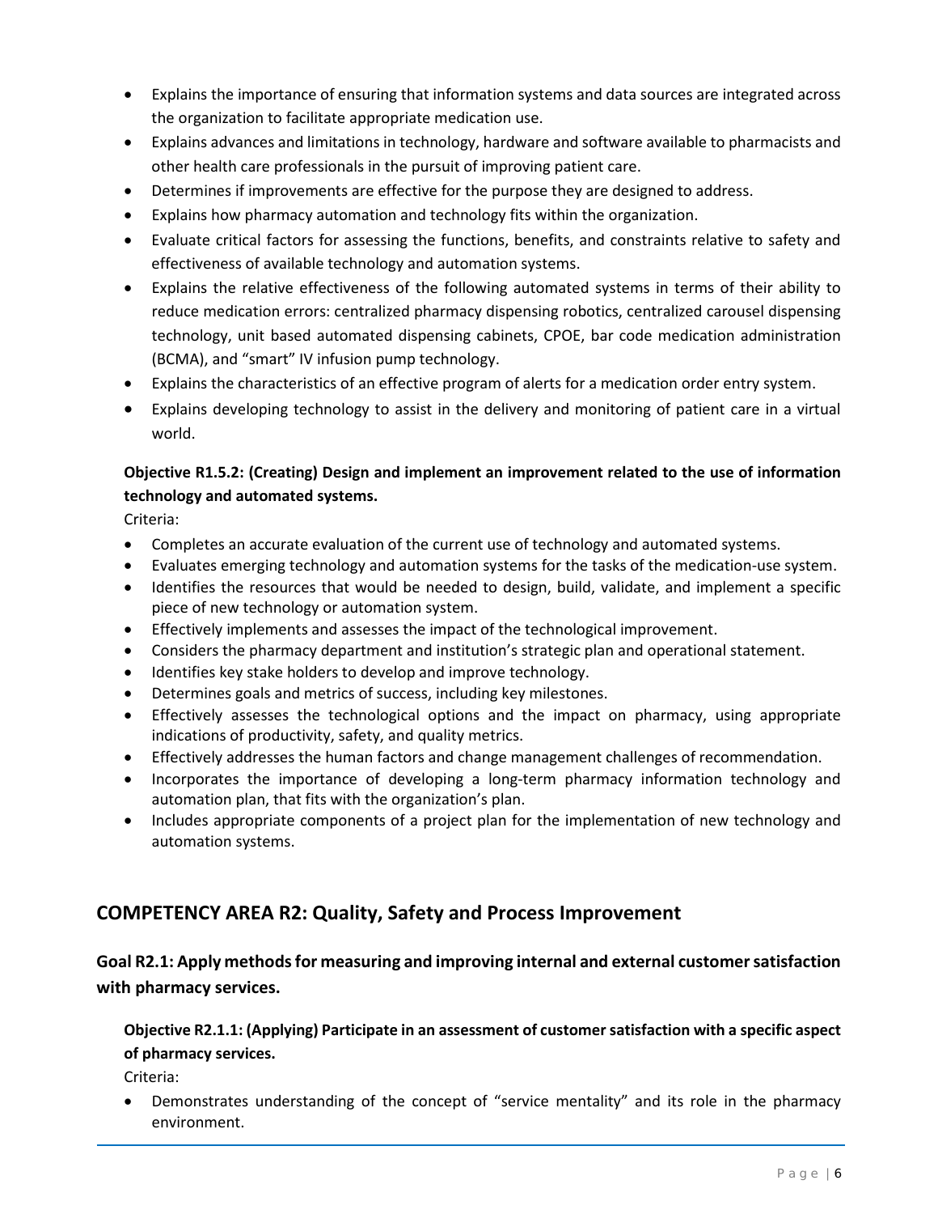- Explains the importance of ensuring that information systems and data sources are integrated across the organization to facilitate appropriate medication use.
- Explains advances and limitations in technology, hardware and software available to pharmacists and other health care professionals in the pursuit of improving patient care.
- Determines if improvements are effective for the purpose they are designed to address.
- Explains how pharmacy automation and technology fits within the organization.
- Evaluate critical factors for assessing the functions, benefits, and constraints relative to safety and effectiveness of available technology and automation systems.
- Explains the relative effectiveness of the following automated systems in terms of their ability to reduce medication errors: centralized pharmacy dispensing robotics, centralized carousel dispensing technology, unit based automated dispensing cabinets, CPOE, bar code medication administration (BCMA), and "smart" IV infusion pump technology.
- Explains the characteristics of an effective program of alerts for a medication order entry system.
- Explains developing technology to assist in the delivery and monitoring of patient care in a virtual world.

**Objective R1.5.2: (Creating) Design and implement an improvement related to the use of information technology and automated systems.**

Criteria:

- Completes an accurate evaluation of the current use of technology and automated systems.
- Evaluates emerging technology and automation systems for the tasks of the medication-use system.
- Identifies the resources that would be needed to design, build, validate, and implement a specific piece of new technology or automation system.
- Effectively implements and assesses the impact of the technological improvement.
- Considers the pharmacy department and institution's strategic plan and operational statement.
- Identifies key stake holders to develop and improve technology.
- Determines goals and metrics of success, including key milestones.
- Effectively assesses the technological options and the impact on pharmacy, using appropriate indications of productivity, safety, and quality metrics.
- Effectively addresses the human factors and change management challenges of recommendation.
- Incorporates the importance of developing a long-term pharmacy information technology and automation plan, that fits with the organization's plan.
- Includes appropriate components of a project plan for the implementation of new technology and automation systems.

## COMPETENCY AREA R2: Quality, Safety and Process Improvement

### Goal R2.1: Apply methods for measuring and improving internal and external customer satisfaction with pharmacy services.

**Objective R2.1.1: (Applying) Participate in an assessment of customer satisfaction with a specific aspect of pharmacy services.**

Criteria:

- Demonstrates understanding of the concept of "service mentality" and its role in the pharmacy environment.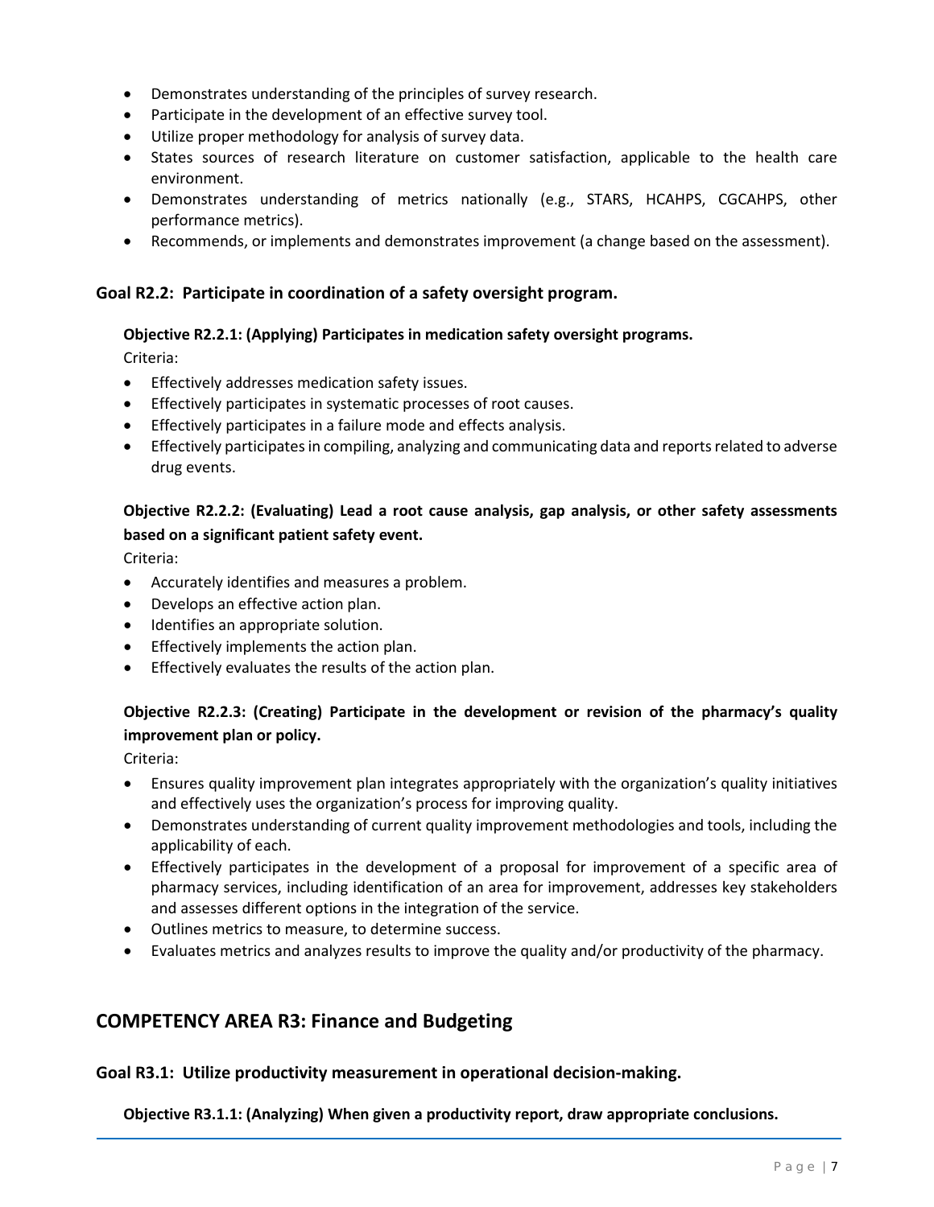- Demonstrates understanding of the principles of survey research.
- Participate in the development of an effective survey tool.
- Utilize proper methodology for analysis of survey data.
- States sources of research literature on customer satisfaction, applicable to the health care environment.
- Demonstrates understanding of metrics nationally (e.g., STARS, HCAHPS, CGCAHPS, other performance metrics).
- Recommends, or implements and demonstrates improvement (a change based on the assessment).

### Goal R2.2: Participate in coordination of a safety oversight program.

**Objective R2.2.1: (Applying) Participates in medication safety oversight programs.**

Criteria:

- Effectively addresses medication safety issues.
- Effectively participates in systematic processes of root causes.
- Effectively participates in a failure mode and effects analysis.
- Effectively participates in compiling, analyzing and communicating data and reports related to adverse drug events.

**Objective R2.2.2: (Evaluating) Lead a root cause analysis, gap analysis, or other safety assessments based on a significant patient safety event.**

Criteria:

- Accurately identifies and measures a problem.
- Develops an effective action plan.
- Identifies an appropriate solution.
- Effectively implements the action plan.
- Effectively evaluates the results of the action plan.

**Objective R2.2.3: (Creating) Participate in the development or revision of the pharmacy's quality improvement plan or policy.**

Criteria:

- Ensures quality improvement plan integrates appropriately with the organization's quality initiatives and effectively uses the organization's process for improving quality.
- Demonstrates understanding of current quality improvement methodologies and tools, including the applicability of each.
- Effectively participates in the development of a proposal for improvement of a specific area of pharmacy services, including identification of an area for improvement, addresses key stakeholders and assesses different options in the integration of the service.
- Outlines metrics to measure, to determine success.
- Evaluates metrics and analyzes results to improve the quality and/or productivity of the pharmacy.

## COMPETENCY AREA R3: Finance and Budgeting

### Goal R3.1: Utilize productivity measurement in operational decision-making.

**Objective R3.1.1: (Analyzing) When given a productivity report, draw appropriate conclusions.**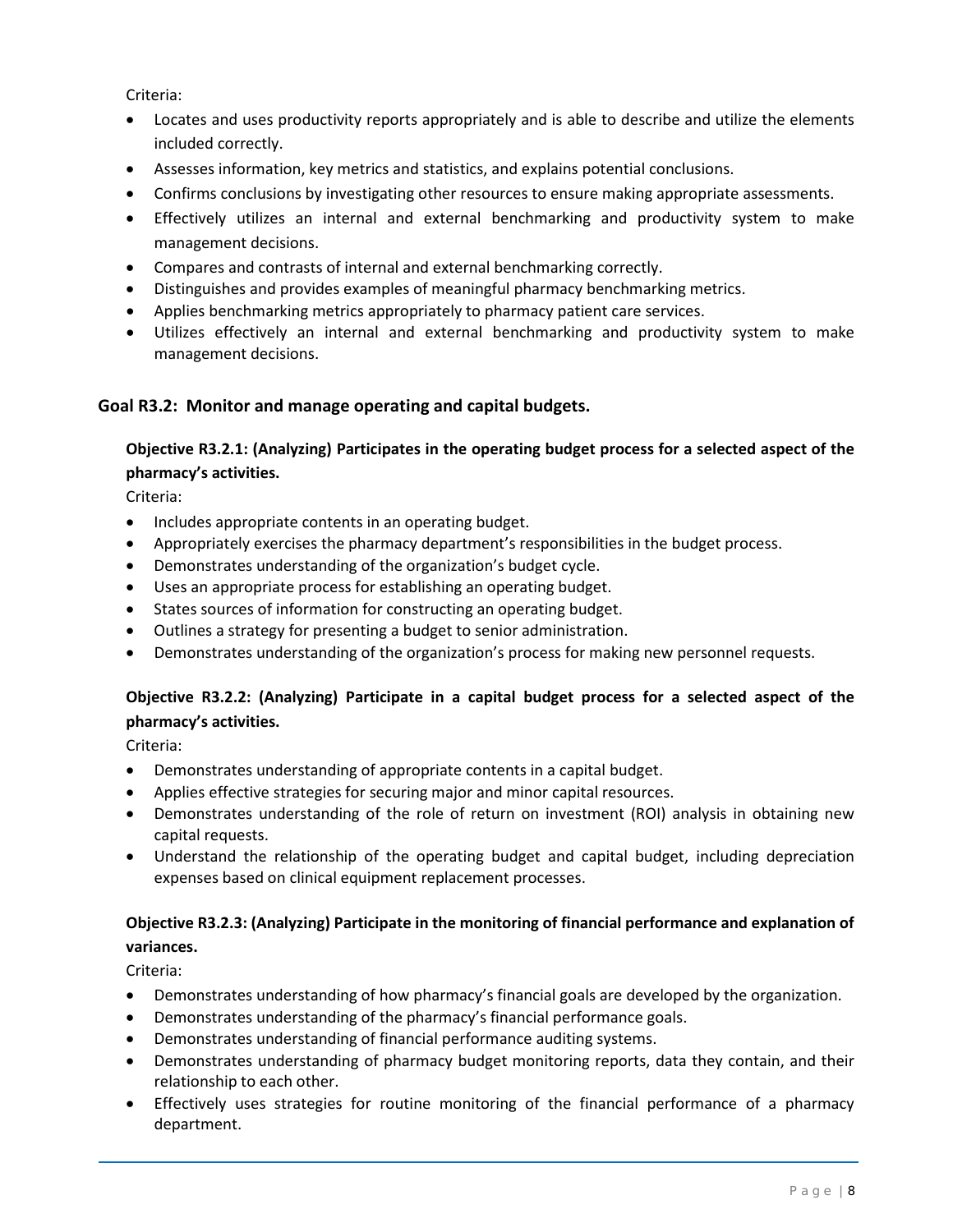Criteria:

- Locates and uses productivity reports appropriately and is able to describe and utilize the elements included correctly.
- Assesses information, key metrics and statistics, and explains potential conclusions.
- Confirms conclusions by investigating other resources to ensure making appropriate assessments.
- Effectively utilizes an internal and external benchmarking and productivity system to make management decisions.
- Compares and contrasts of internal and external benchmarking correctly.
- Distinguishes and provides examples of meaningful pharmacy benchmarking metrics.
- Applies benchmarking metrics appropriately to pharmacy patient care services.
- Utilizes effectively an internal and external benchmarking and productivity system to make management decisions.

## Goal R3.2: Monitor and manage operating and capital budgets.

### Objective R3.2.1: (Analyzing) Participates in the operating budget process for a selected aspect of the pharmacy's activities.

Criteria:

- Includes appropriate contents in an operating budget.
- Appropriately exercises the pharmacy department's responsibilities in the budget process.
- Demonstrates understanding of the organization's budget cycle.
- Uses an appropriate process for establishing an operating budget.
- States sources of information for constructing an operating budget.
- Outlines a strategy for presenting a budget to senior administration.
- Demonstrates understanding of the organization's process for making new personnel requests.

### Objective R3.2.2: (Analyzing) Participate in a capital budget process for a selected aspect of the pharmacy's activities.

Criteria:

- Demonstrates understanding of appropriate contents in a capital budget.
- Applies effective strategies for securing major and minor capital resources.
- Demonstrates understanding of the role of return on investment (ROI) analysis in obtaining new capital requests.
- Understand the relationship of the operating budget and capital budget, including depreciation expenses based on clinical equipment replacement processes.

### Objective R3.2.3: (Analyzing) Participate in the monitoring of financial performance and explanation of variances.

Criteria:

- Demonstrates understanding of how pharmacy's financial goals are developed by the organization.
- Demonstrates understanding of the pharmacy's financial performance goals.
- Demonstrates understanding of financial performance auditing systems.
- Demonstrates understanding of pharmacy budget monitoring reports, data they contain, and their relationship to each other.
- Effectively uses strategies for routine monitoring of the financial performance of a pharmacy department.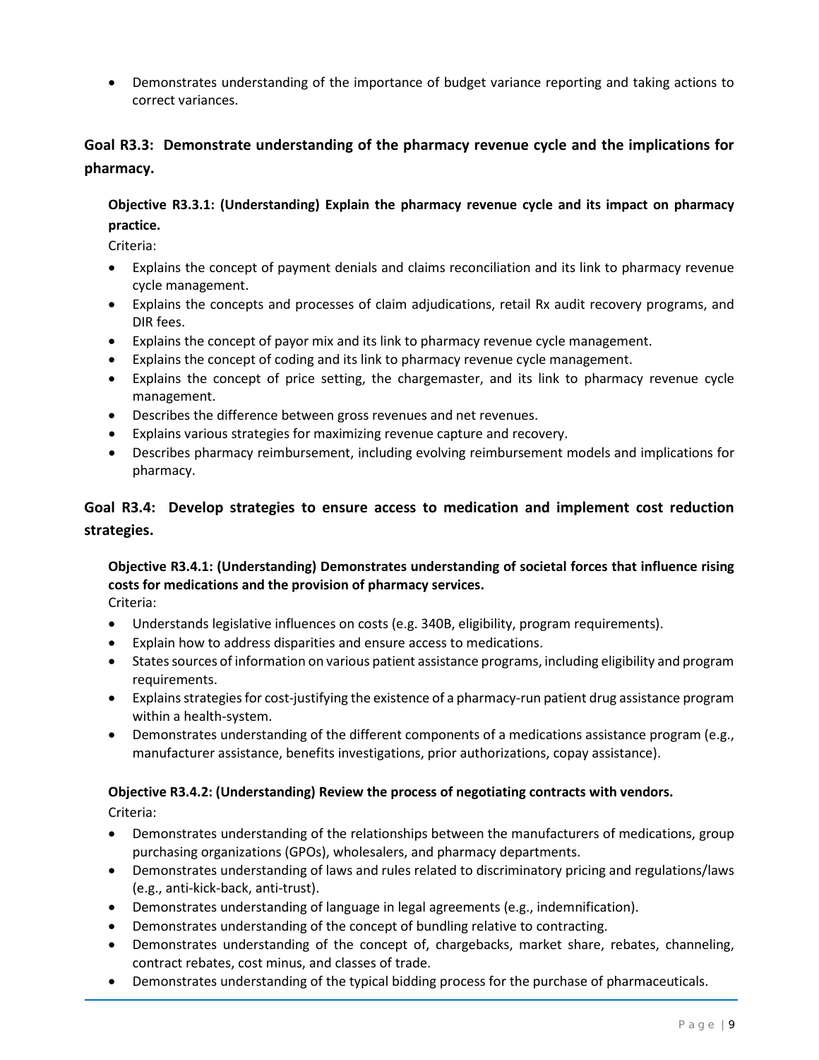- Demonstrates understanding of the importance of budget variance reporting and taking actions to correct variances.

## Goal R3.3: Demonstrate understanding of the pharmacy revenue cycle and the implications for pharmacy.

### Objective R3.3.1: (Understanding) Explain the pharmacy revenue cycle and its impact on pharmacy practice.

Criteria:

- Explains the concept of payment denials and claims reconciliation and its link to pharmacy revenue cycle management.
- Explains the concepts and processes of claim adjudications, retail Rx audit recovery programs, and DIR fees.
- Explains the concept of payor mix and its link to pharmacy revenue cycle management.
- Explains the concept of coding and its link to pharmacy revenue cycle management.
- Explains the concept of price setting, the chargemaster, and its link to pharmacy revenue cycle management.
- Describes the difference between gross revenues and net revenues.
- Explains various strategies for maximizing revenue capture and recovery.
- Describes pharmacy reimbursement, including evolving reimbursement models and implications for pharmacy.

## Goal R3.4: Develop strategies to ensure access to medication and implement cost reduction strategies.

### Objective R3.4.1: (Understanding) Demonstrates understanding of societal forces that influence rising costs for medications and the provision of pharmacy services.

Criteria:

- Understands legislative influences on costs (e.g. 340B, eligibility, program requirements).
- Explain how to address disparities and ensure access to medications.
- States sources of information on various patient assistance programs, including eligibility and program requirements.
- Explains strategies for cost-justifying the existence of a pharmacy-run patient drug assistance program within a health-system.
- Demonstrates understanding of the different components of a medications assistance program (e.g., manufacturer assistance, benefits investigations, prior authorizations, copay assistance).

### Objective R3.4.2: (Understanding) Review the process of negotiating contracts with vendors.

Criteria:

- Demonstrates understanding of the relationships between the manufacturers of medications, group purchasing organizations (GPOs), wholesalers, and pharmacy departments.
- Demonstrates understanding of laws and rules related to discriminatory pricing and regulations/laws (e.g., anti-kick-back, anti-trust).
- Demonstrates understanding of language in legal agreements (e.g., indemnification).
- Demonstrates understanding of the concept of bundling relative to contracting.
- Demonstrates understanding of the concept of, chargebacks, market share, rebates, channeling, contract rebates, cost minus, and classes of trade.
- Demonstrates understanding of the typical bidding process for the purchase of pharmaceuticals.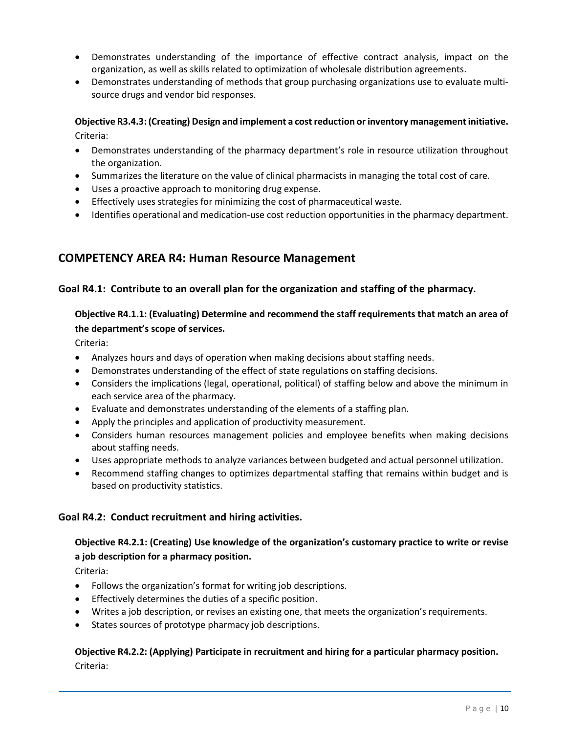- Demonstrates understanding of the importance of effective contract analysis, impact on the organization, as well as skills related to optimization of wholesale distribution agreements.
- Demonstrates understanding of methods that group purchasing organizations use to evaluate multi-source drugs and vendor bid responses.

**Objective R3.4.3: (Creating) Design and implement a cost reduction or inventory management initiative.**
Criteria:

- Demonstrates understanding of the pharmacy department's role in resource utilization throughout the organization.
- Summarizes the literature on the value of clinical pharmacists in managing the total cost of care.
- Uses a proactive approach to monitoring drug expense.
- Effectively uses strategies for minimizing the cost of pharmaceutical waste.
- Identifies operational and medication-use cost reduction opportunities in the pharmacy department.

## COMPETENCY AREA R4: Human Resource Management

### Goal R4.1: Contribute to an overall plan for the organization and staffing of the pharmacy.

**Objective R4.1.1: (Evaluating) Determine and recommend the staff requirements that match an area of the department's scope of services.**
Criteria:

- Analyzes hours and days of operation when making decisions about staffing needs.
- Demonstrates understanding of the effect of state regulations on staffing decisions.
- Considers the implications (legal, operational, political) of staffing below and above the minimum in each service area of the pharmacy.
- Evaluate and demonstrates understanding of the elements of a staffing plan.
- Apply the principles and application of productivity measurement.
- Considers human resources management policies and employee benefits when making decisions about staffing needs.
- Uses appropriate methods to analyze variances between budgeted and actual personnel utilization.
- Recommend staffing changes to optimizes departmental staffing that remains within budget and is based on productivity statistics.

### Goal R4.2: Conduct recruitment and hiring activities.

**Objective R4.2.1: (Creating) Use knowledge of the organization's customary practice to write or revise a job description for a pharmacy position.**
Criteria:

- Follows the organization's format for writing job descriptions.
- Effectively determines the duties of a specific position.
- Writes a job description, or revises an existing one, that meets the organization's requirements.
- States sources of prototype pharmacy job descriptions.

**Objective R4.2.2: (Applying) Participate in recruitment and hiring for a particular pharmacy position.**
Criteria: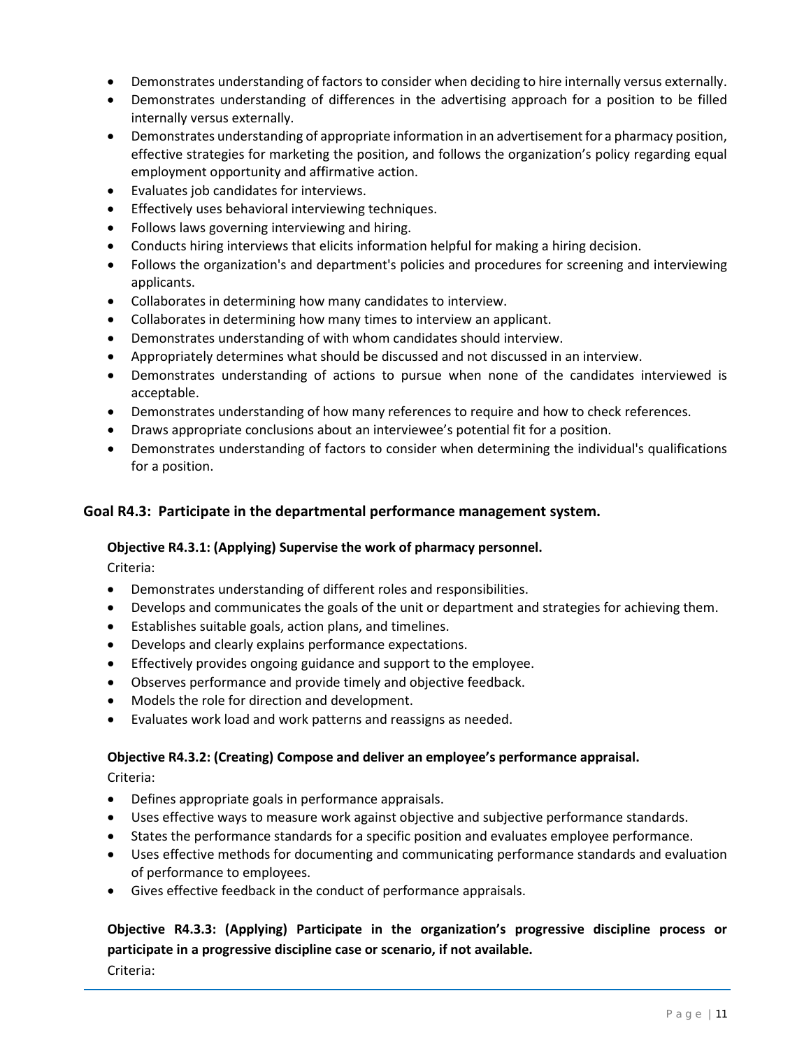- Demonstrates understanding of factors to consider when deciding to hire internally versus externally.
- Demonstrates understanding of differences in the advertising approach for a position to be filled internally versus externally.
- Demonstrates understanding of appropriate information in an advertisement for a pharmacy position, effective strategies for marketing the position, and follows the organization's policy regarding equal employment opportunity and affirmative action.
- Evaluates job candidates for interviews.
- Effectively uses behavioral interviewing techniques.
- Follows laws governing interviewing and hiring.
- Conducts hiring interviews that elicits information helpful for making a hiring decision.
- Follows the organization's and department's policies and procedures for screening and interviewing applicants.
- Collaborates in determining how many candidates to interview.
- Collaborates in determining how many times to interview an applicant.
- Demonstrates understanding of with whom candidates should interview.
- Appropriately determines what should be discussed and not discussed in an interview.
- Demonstrates understanding of actions to pursue when none of the candidates interviewed is acceptable.
- Demonstrates understanding of how many references to require and how to check references.
- Draws appropriate conclusions about an interviewee's potential fit for a position.
- Demonstrates understanding of factors to consider when determining the individual's qualifications for a position.

## Goal R4.3: Participate in the departmental performance management system.

**Objective R4.3.1: (Applying) Supervise the work of pharmacy personnel.**

Criteria:

- Demonstrates understanding of different roles and responsibilities.
- Develops and communicates the goals of the unit or department and strategies for achieving them.
- Establishes suitable goals, action plans, and timelines.
- Develops and clearly explains performance expectations.
- Effectively provides ongoing guidance and support to the employee.
- Observes performance and provide timely and objective feedback.
- Models the role for direction and development.
- Evaluates work load and work patterns and reassigns as needed.

**Objective R4.3.2: (Creating) Compose and deliver an employee's performance appraisal.**

Criteria:

- Defines appropriate goals in performance appraisals.
- Uses effective ways to measure work against objective and subjective performance standards.
- States the performance standards for a specific position and evaluates employee performance.
- Uses effective methods for documenting and communicating performance standards and evaluation of performance to employees.
- Gives effective feedback in the conduct of performance appraisals.

**Objective R4.3.3: (Applying) Participate in the organization's progressive discipline process or participate in a progressive discipline case or scenario, if not available.**

Criteria: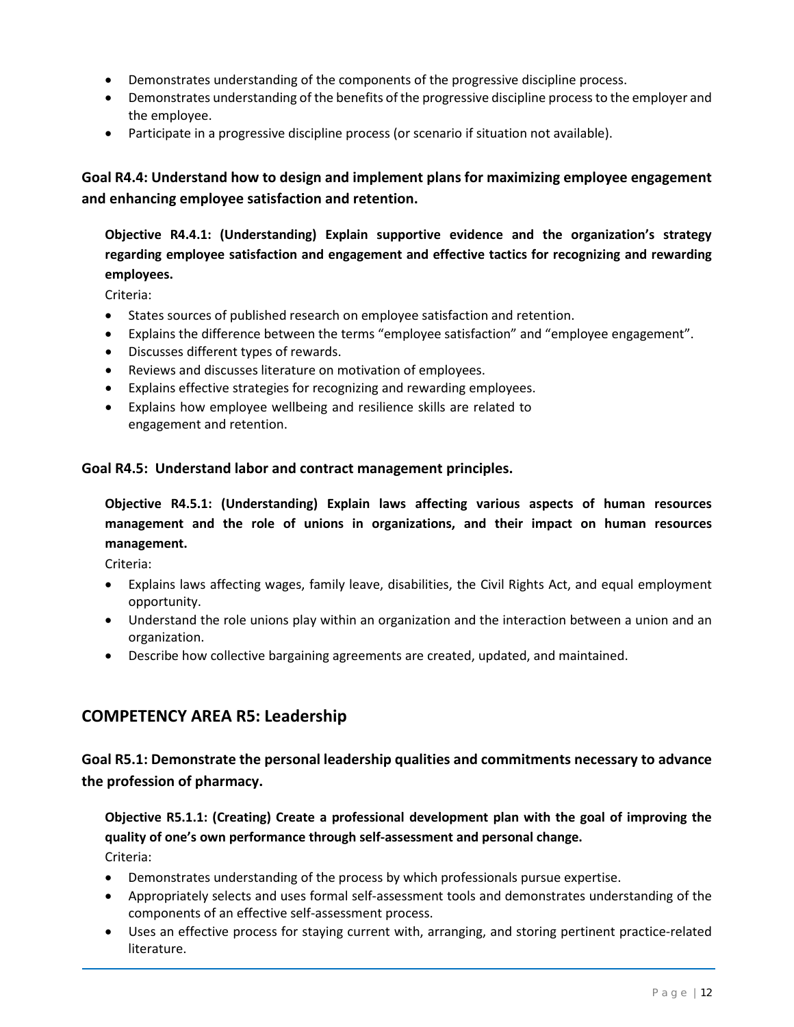- Demonstrates understanding of the components of the progressive discipline process.
- Demonstrates understanding of the benefits of the progressive discipline process to the employer and the employee.
- Participate in a progressive discipline process (or scenario if situation not available).

### Goal R4.4: Understand how to design and implement plans for maximizing employee engagement and enhancing employee satisfaction and retention.

**Objective R4.4.1: (Understanding) Explain supportive evidence and the organization's strategy regarding employee satisfaction and engagement and effective tactics for recognizing and rewarding employees.**

Criteria:

- States sources of published research on employee satisfaction and retention.
- Explains the difference between the terms "employee satisfaction" and "employee engagement".
- Discusses different types of rewards.
- Reviews and discusses literature on motivation of employees.
- Explains effective strategies for recognizing and rewarding employees.
- Explains how employee wellbeing and resilience skills are related to engagement and retention.

### Goal R4.5: Understand labor and contract management principles.

**Objective R4.5.1: (Understanding) Explain laws affecting various aspects of human resources management and the role of unions in organizations, and their impact on human resources management.**

Criteria:

- Explains laws affecting wages, family leave, disabilities, the Civil Rights Act, and equal employment opportunity.
- Understand the role unions play within an organization and the interaction between a union and an organization.
- Describe how collective bargaining agreements are created, updated, and maintained.

## COMPETENCY AREA R5: Leadership

### Goal R5.1: Demonstrate the personal leadership qualities and commitments necessary to advance the profession of pharmacy.

**Objective R5.1.1: (Creating) Create a professional development plan with the goal of improving the quality of one's own performance through self-assessment and personal change.**

Criteria:

- Demonstrates understanding of the process by which professionals pursue expertise.
- Appropriately selects and uses formal self-assessment tools and demonstrates understanding of the components of an effective self-assessment process.
- Uses an effective process for staying current with, arranging, and storing pertinent practice-related literature.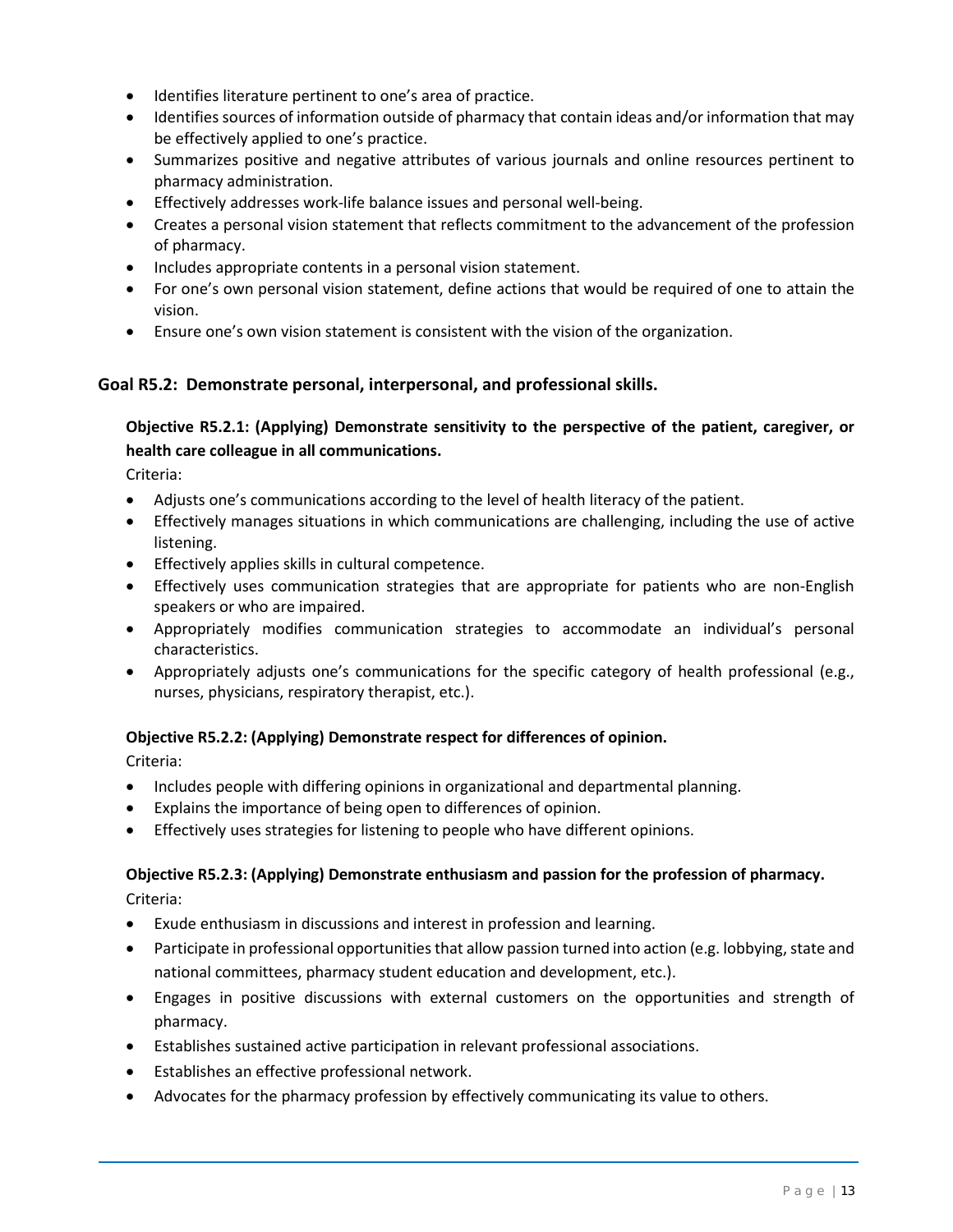- Identifies literature pertinent to one's area of practice.
- Identifies sources of information outside of pharmacy that contain ideas and/or information that may be effectively applied to one's practice.
- Summarizes positive and negative attributes of various journals and online resources pertinent to pharmacy administration.
- Effectively addresses work-life balance issues and personal well-being.
- Creates a personal vision statement that reflects commitment to the advancement of the profession of pharmacy.
- Includes appropriate contents in a personal vision statement.
- For one's own personal vision statement, define actions that would be required of one to attain the vision.
- Ensure one's own vision statement is consistent with the vision of the organization.

## Goal R5.2: Demonstrate personal, interpersonal, and professional skills.

### Objective R5.2.1: (Applying) Demonstrate sensitivity to the perspective of the patient, caregiver, or health care colleague in all communications.

Criteria:

- Adjusts one's communications according to the level of health literacy of the patient.
- Effectively manages situations in which communications are challenging, including the use of active listening.
- Effectively applies skills in cultural competence.
- Effectively uses communication strategies that are appropriate for patients who are non-English speakers or who are impaired.
- Appropriately modifies communication strategies to accommodate an individual's personal characteristics.
- Appropriately adjusts one's communications for the specific category of health professional (e.g., nurses, physicians, respiratory therapist, etc.).

### Objective R5.2.2: (Applying) Demonstrate respect for differences of opinion.

Criteria:

- Includes people with differing opinions in organizational and departmental planning.
- Explains the importance of being open to differences of opinion.
- Effectively uses strategies for listening to people who have different opinions.

### Objective R5.2.3: (Applying) Demonstrate enthusiasm and passion for the profession of pharmacy.

Criteria:

- Exude enthusiasm in discussions and interest in profession and learning.
- Participate in professional opportunities that allow passion turned into action (e.g. lobbying, state and national committees, pharmacy student education and development, etc.).
- Engages in positive discussions with external customers on the opportunities and strength of pharmacy.
- Establishes sustained active participation in relevant professional associations.
- Establishes an effective professional network.
- Advocates for the pharmacy profession by effectively communicating its value to others.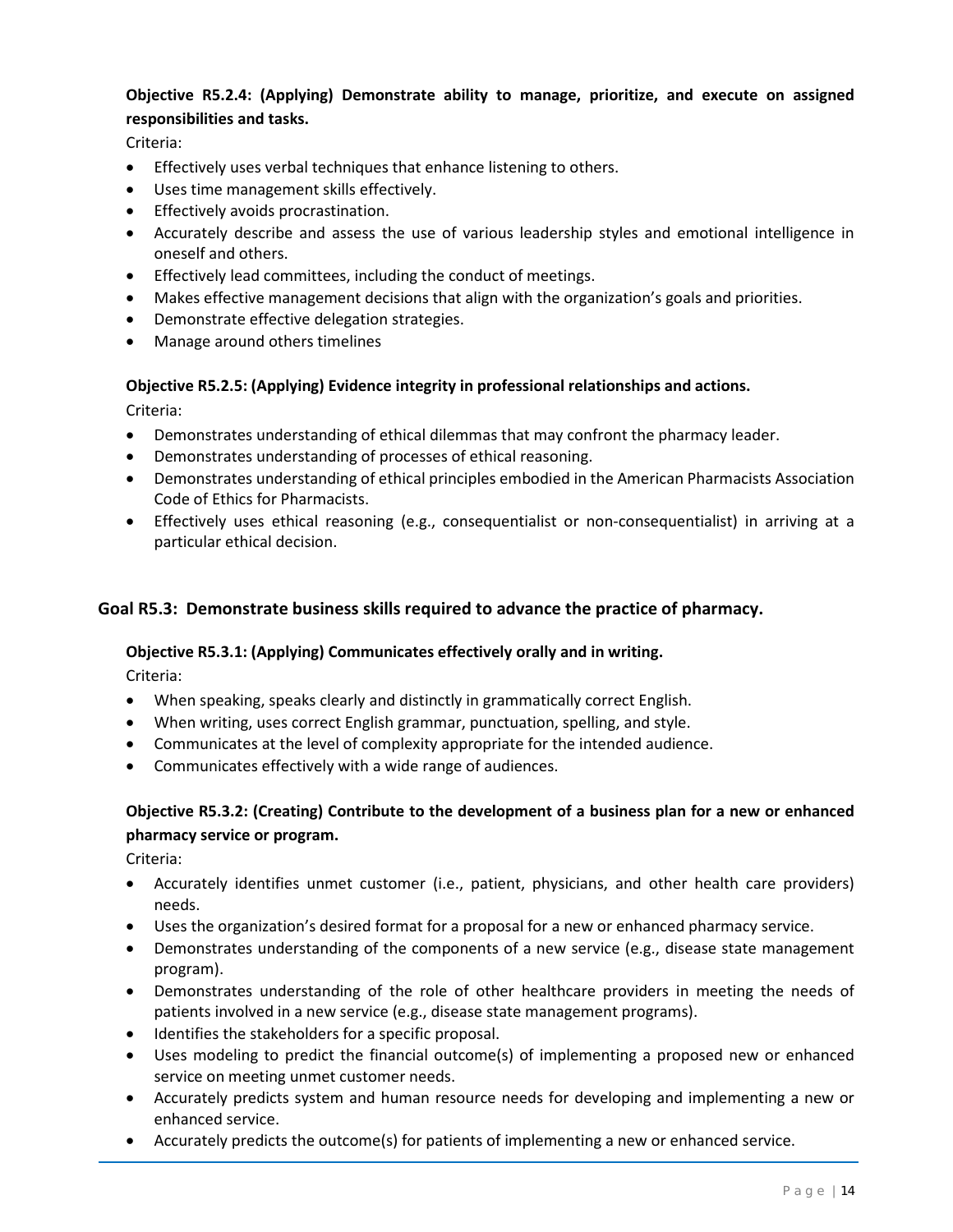**Objective R5.2.4: (Applying) Demonstrate ability to manage, prioritize, and execute on assigned responsibilities and tasks.**

Criteria:

- Effectively uses verbal techniques that enhance listening to others.
- Uses time management skills effectively.
- Effectively avoids procrastination.
- Accurately describe and assess the use of various leadership styles and emotional intelligence in oneself and others.
- Effectively lead committees, including the conduct of meetings.
- Makes effective management decisions that align with the organization's goals and priorities.
- Demonstrate effective delegation strategies.
- Manage around others timelines

**Objective R5.2.5: (Applying) Evidence integrity in professional relationships and actions.**

Criteria:

- Demonstrates understanding of ethical dilemmas that may confront the pharmacy leader.
- Demonstrates understanding of processes of ethical reasoning.
- Demonstrates understanding of ethical principles embodied in the American Pharmacists Association Code of Ethics for Pharmacists.
- Effectively uses ethical reasoning (e.g., consequentialist or non-consequentialist) in arriving at a particular ethical decision.

## Goal R5.3: Demonstrate business skills required to advance the practice of pharmacy.

**Objective R5.3.1: (Applying) Communicates effectively orally and in writing.**

Criteria:

- When speaking, speaks clearly and distinctly in grammatically correct English.
- When writing, uses correct English grammar, punctuation, spelling, and style.
- Communicates at the level of complexity appropriate for the intended audience.
- Communicates effectively with a wide range of audiences.

**Objective R5.3.2: (Creating) Contribute to the development of a business plan for a new or enhanced pharmacy service or program.**

Criteria:

- Accurately identifies unmet customer (i.e., patient, physicians, and other health care providers) needs.
- Uses the organization's desired format for a proposal for a new or enhanced pharmacy service.
- Demonstrates understanding of the components of a new service (e.g., disease state management program).
- Demonstrates understanding of the role of other healthcare providers in meeting the needs of patients involved in a new service (e.g., disease state management programs).
- Identifies the stakeholders for a specific proposal.
- Uses modeling to predict the financial outcome(s) of implementing a proposed new or enhanced service on meeting unmet customer needs.
- Accurately predicts system and human resource needs for developing and implementing a new or enhanced service.
- Accurately predicts the outcome(s) for patients of implementing a new or enhanced service.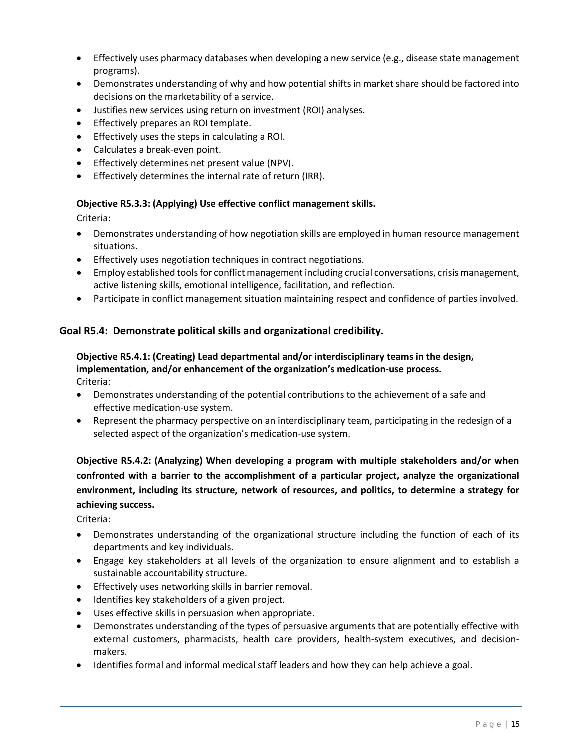- Effectively uses pharmacy databases when developing a new service (e.g., disease state management programs).
- Demonstrates understanding of why and how potential shifts in market share should be factored into decisions on the marketability of a service.
- Justifies new services using return on investment (ROI) analyses.
- Effectively prepares an ROI template.
- Effectively uses the steps in calculating a ROI.
- Calculates a break-even point.
- Effectively determines net present value (NPV).
- Effectively determines the internal rate of return (IRR).

**Objective R5.3.3: (Applying) Use effective conflict management skills.**

Criteria:

- Demonstrates understanding of how negotiation skills are employed in human resource management situations.
- Effectively uses negotiation techniques in contract negotiations.
- Employ established tools for conflict management including crucial conversations, crisis management, active listening skills, emotional intelligence, facilitation, and reflection.
- Participate in conflict management situation maintaining respect and confidence of parties involved.

## Goal R5.4: Demonstrate political skills and organizational credibility.

**Objective R5.4.1: (Creating) Lead departmental and/or interdisciplinary teams in the design, implementation, and/or enhancement of the organization's medication-use process.**

Criteria:

- Demonstrates understanding of the potential contributions to the achievement of a safe and effective medication-use system.
- Represent the pharmacy perspective on an interdisciplinary team, participating in the redesign of a selected aspect of the organization's medication-use system.

**Objective R5.4.2: (Analyzing) When developing a program with multiple stakeholders and/or when confronted with a barrier to the accomplishment of a particular project, analyze the organizational environment, including its structure, network of resources, and politics, to determine a strategy for achieving success.**

Criteria:

- Demonstrates understanding of the organizational structure including the function of each of its departments and key individuals.
- Engage key stakeholders at all levels of the organization to ensure alignment and to establish a sustainable accountability structure.
- Effectively uses networking skills in barrier removal.
- Identifies key stakeholders of a given project.
- Uses effective skills in persuasion when appropriate.
- Demonstrates understanding of the types of persuasive arguments that are potentially effective with external customers, pharmacists, health care providers, health-system executives, and decision-makers.
- Identifies formal and informal medical staff leaders and how they can help achieve a goal.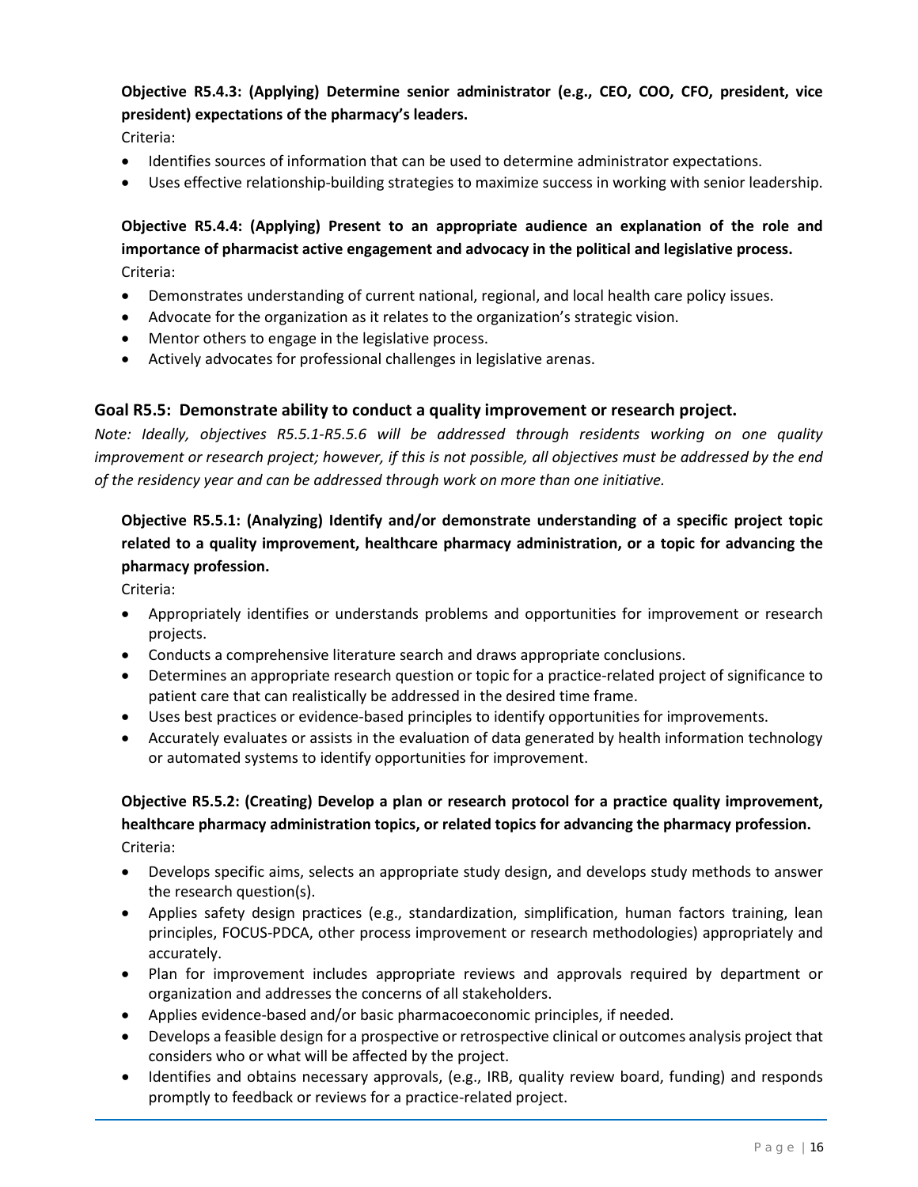**Objective R5.4.3: (Applying) Determine senior administrator (e.g., CEO, COO, CFO, president, vice president) expectations of the pharmacy's leaders.**

Criteria:

- Identifies sources of information that can be used to determine administrator expectations.
- Uses effective relationship-building strategies to maximize success in working with senior leadership.

**Objective R5.4.4: (Applying) Present to an appropriate audience an explanation of the role and importance of pharmacist active engagement and advocacy in the political and legislative process.**

Criteria:

- Demonstrates understanding of current national, regional, and local health care policy issues.
- Advocate for the organization as it relates to the organization's strategic vision.
- Mentor others to engage in the legislative process.
- Actively advocates for professional challenges in legislative arenas.

## Goal R5.5: Demonstrate ability to conduct a quality improvement or research project.

*Note: Ideally, objectives R5.5.1-R5.5.6 will be addressed through residents working on one quality improvement or research project; however, if this is not possible, all objectives must be addressed by the end of the residency year and can be addressed through work on more than one initiative.*

**Objective R5.5.1: (Analyzing) Identify and/or demonstrate understanding of a specific project topic related to a quality improvement, healthcare pharmacy administration, or a topic for advancing the pharmacy profession.**

Criteria:

- Appropriately identifies or understands problems and opportunities for improvement or research projects.
- Conducts a comprehensive literature search and draws appropriate conclusions.
- Determines an appropriate research question or topic for a practice-related project of significance to patient care that can realistically be addressed in the desired time frame.
- Uses best practices or evidence-based principles to identify opportunities for improvements.
- Accurately evaluates or assists in the evaluation of data generated by health information technology or automated systems to identify opportunities for improvement.

**Objective R5.5.2: (Creating) Develop a plan or research protocol for a practice quality improvement, healthcare pharmacy administration topics, or related topics for advancing the pharmacy profession.**

Criteria:

- Develops specific aims, selects an appropriate study design, and develops study methods to answer the research question(s).
- Applies safety design practices (e.g., standardization, simplification, human factors training, lean principles, FOCUS-PDCA, other process improvement or research methodologies) appropriately and accurately.
- Plan for improvement includes appropriate reviews and approvals required by department or organization and addresses the concerns of all stakeholders.
- Applies evidence-based and/or basic pharmacoeconomic principles, if needed.
- Develops a feasible design for a prospective or retrospective clinical or outcomes analysis project that considers who or what will be affected by the project.
- Identifies and obtains necessary approvals, (e.g., IRB, quality review board, funding) and responds promptly to feedback or reviews for a practice-related project.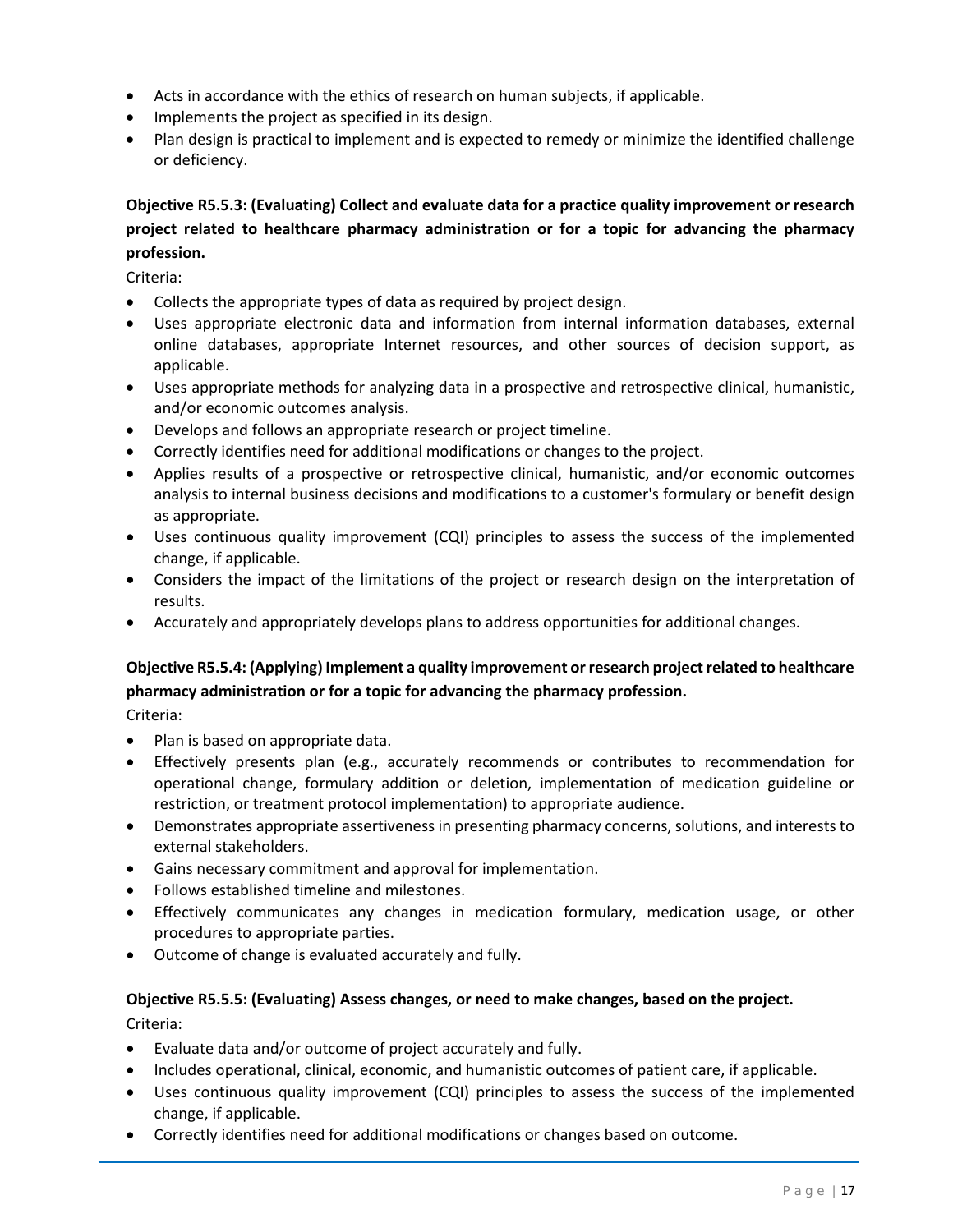- Acts in accordance with the ethics of research on human subjects, if applicable.
- Implements the project as specified in its design.
- Plan design is practical to implement and is expected to remedy or minimize the identified challenge or deficiency.

**Objective R5.5.3: (Evaluating) Collect and evaluate data for a practice quality improvement or research project related to healthcare pharmacy administration or for a topic for advancing the pharmacy profession.**

Criteria:

- Collects the appropriate types of data as required by project design.
- Uses appropriate electronic data and information from internal information databases, external online databases, appropriate Internet resources, and other sources of decision support, as applicable.
- Uses appropriate methods for analyzing data in a prospective and retrospective clinical, humanistic, and/or economic outcomes analysis.
- Develops and follows an appropriate research or project timeline.
- Correctly identifies need for additional modifications or changes to the project.
- Applies results of a prospective or retrospective clinical, humanistic, and/or economic outcomes analysis to internal business decisions and modifications to a customer's formulary or benefit design as appropriate.
- Uses continuous quality improvement (CQI) principles to assess the success of the implemented change, if applicable.
- Considers the impact of the limitations of the project or research design on the interpretation of results.
- Accurately and appropriately develops plans to address opportunities for additional changes.

**Objective R5.5.4: (Applying) Implement a quality improvement or research project related to healthcare pharmacy administration or for a topic for advancing the pharmacy profession.**

Criteria:

- Plan is based on appropriate data.
- Effectively presents plan (e.g., accurately recommends or contributes to recommendation for operational change, formulary addition or deletion, implementation of medication guideline or restriction, or treatment protocol implementation) to appropriate audience.
- Demonstrates appropriate assertiveness in presenting pharmacy concerns, solutions, and interests to external stakeholders.
- Gains necessary commitment and approval for implementation.
- Follows established timeline and milestones.
- Effectively communicates any changes in medication formulary, medication usage, or other procedures to appropriate parties.
- Outcome of change is evaluated accurately and fully.

**Objective R5.5.5: (Evaluating) Assess changes, or need to make changes, based on the project.**

Criteria:

- Evaluate data and/or outcome of project accurately and fully.
- Includes operational, clinical, economic, and humanistic outcomes of patient care, if applicable.
- Uses continuous quality improvement (CQI) principles to assess the success of the implemented change, if applicable.
- Correctly identifies need for additional modifications or changes based on outcome.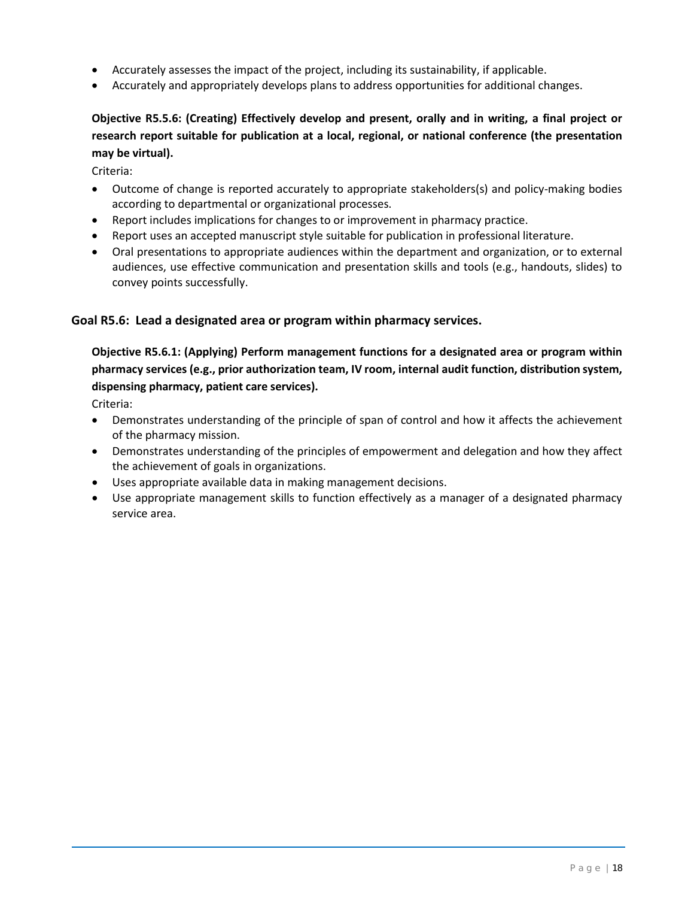- Accurately assesses the impact of the project, including its sustainability, if applicable.
- Accurately and appropriately develops plans to address opportunities for additional changes.

**Objective R5.5.6: (Creating) Effectively develop and present, orally and in writing, a final project or research report suitable for publication at a local, regional, or national conference (the presentation may be virtual).**

Criteria:

- Outcome of change is reported accurately to appropriate stakeholders(s) and policy-making bodies according to departmental or organizational processes.
- Report includes implications for changes to or improvement in pharmacy practice.
- Report uses an accepted manuscript style suitable for publication in professional literature.
- Oral presentations to appropriate audiences within the department and organization, or to external audiences, use effective communication and presentation skills and tools (e.g., handouts, slides) to convey points successfully.

### Goal R5.6: Lead a designated area or program within pharmacy services.

**Objective R5.6.1: (Applying) Perform management functions for a designated area or program within pharmacy services (e.g., prior authorization team, IV room, internal audit function, distribution system, dispensing pharmacy, patient care services).**

Criteria:

- Demonstrates understanding of the principle of span of control and how it affects the achievement of the pharmacy mission.
- Demonstrates understanding of the principles of empowerment and delegation and how they affect the achievement of goals in organizations.
- Uses appropriate available data in making management decisions.
- Use appropriate management skills to function effectively as a manager of a designated pharmacy service area.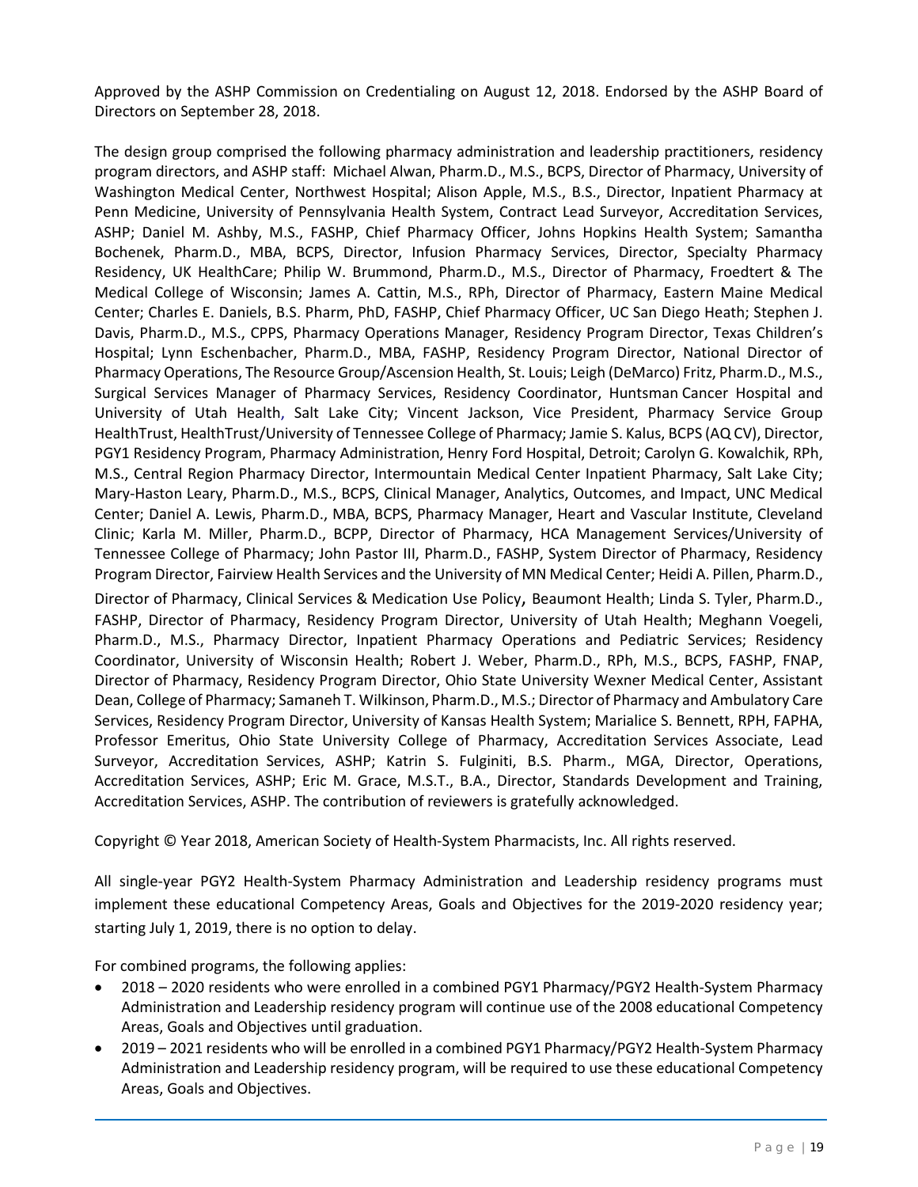Approved by the ASHP Commission on Credentialing on August 12, 2018. Endorsed by the ASHP Board of Directors on September 28, 2018.

The design group comprised the following pharmacy administration and leadership practitioners, residency program directors, and ASHP staff: Michael Alwan, Pharm.D., M.S., BCPS, Director of Pharmacy, University of Washington Medical Center, Northwest Hospital; Alison Apple, M.S., B.S., Director, Inpatient Pharmacy at Penn Medicine, University of Pennsylvania Health System, Contract Lead Surveyor, Accreditation Services, ASHP; Daniel M. Ashby, M.S., FASHP, Chief Pharmacy Officer, Johns Hopkins Health System; Samantha Bochenek, Pharm.D., MBA, BCPS, Director, Infusion Pharmacy Services, Director, Specialty Pharmacy Residency, UK HealthCare; Philip W. Brummond, Pharm.D., M.S., Director of Pharmacy, Froedtert & The Medical College of Wisconsin; James A. Cattin, M.S., RPh, Director of Pharmacy, Eastern Maine Medical Center; Charles E. Daniels, B.S. Pharm, PhD, FASHP, Chief Pharmacy Officer, UC San Diego Heath; Stephen J. Davis, Pharm.D., M.S., CPPS, Pharmacy Operations Manager, Residency Program Director, Texas Children's Hospital; Lynn Eschenbacher, Pharm.D., MBA, FASHP, Residency Program Director, National Director of Pharmacy Operations, The Resource Group/Ascension Health, St. Louis; Leigh (DeMarco) Fritz, Pharm.D., M.S., Surgical Services Manager of Pharmacy Services, Residency Coordinator, Huntsman Cancer Hospital and University of Utah Health, Salt Lake City; Vincent Jackson, Vice President, Pharmacy Service Group HealthTrust, HealthTrust/University of Tennessee College of Pharmacy; Jamie S. Kalus, BCPS (AQ CV), Director, PGY1 Residency Program, Pharmacy Administration, Henry Ford Hospital, Detroit; Carolyn G. Kowalchik, RPh, M.S., Central Region Pharmacy Director, Intermountain Medical Center Inpatient Pharmacy, Salt Lake City; Mary-Haston Leary, Pharm.D., M.S., BCPS, Clinical Manager, Analytics, Outcomes, and Impact, UNC Medical Center; Daniel A. Lewis, Pharm.D., MBA, BCPS, Pharmacy Manager, Heart and Vascular Institute, Cleveland Clinic; Karla M. Miller, Pharm.D., BCPP, Director of Pharmacy, HCA Management Services/University of Tennessee College of Pharmacy; John Pastor III, Pharm.D., FASHP, System Director of Pharmacy, Residency Program Director, Fairview Health Services and the University of MN Medical Center; Heidi A. Pillen, Pharm.D., Director of Pharmacy, Clinical Services & Medication Use Policy, Beaumont Health; Linda S. Tyler, Pharm.D., FASHP, Director of Pharmacy, Residency Program Director, University of Utah Health; Meghann Voegeli, Pharm.D., M.S., Pharmacy Director, Inpatient Pharmacy Operations and Pediatric Services; Residency Coordinator, University of Wisconsin Health; Robert J. Weber, Pharm.D., RPh, M.S., BCPS, FASHP, FNAP, Director of Pharmacy, Residency Program Director, Ohio State University Wexner Medical Center, Assistant Dean, College of Pharmacy; Samaneh T. Wilkinson, Pharm.D., M.S.; Director of Pharmacy and Ambulatory Care Services, Residency Program Director, University of Kansas Health System; Marialice S. Bennett, RPH, FAPHA, Professor Emeritus, Ohio State University College of Pharmacy, Accreditation Services Associate, Lead Surveyor, Accreditation Services, ASHP; Katrin S. Fulginiti, B.S. Pharm., MGA, Director, Operations, Accreditation Services, ASHP; Eric M. Grace, M.S.T., B.A., Director, Standards Development and Training, Accreditation Services, ASHP. The contribution of reviewers is gratefully acknowledged.

Copyright © Year 2018, American Society of Health-System Pharmacists, Inc. All rights reserved.

All single-year PGY2 Health-System Pharmacy Administration and Leadership residency programs must implement these educational Competency Areas, Goals and Objectives for the 2019-2020 residency year; starting July 1, 2019, there is no option to delay.

For combined programs, the following applies:

- 2018 – 2020 residents who were enrolled in a combined PGY1 Pharmacy/PGY2 Health-System Pharmacy Administration and Leadership residency program will continue use of the 2008 educational Competency Areas, Goals and Objectives until graduation.
- 2019 – 2021 residents who will be enrolled in a combined PGY1 Pharmacy/PGY2 Health-System Pharmacy Administration and Leadership residency program, will be required to use these educational Competency Areas, Goals and Objectives.